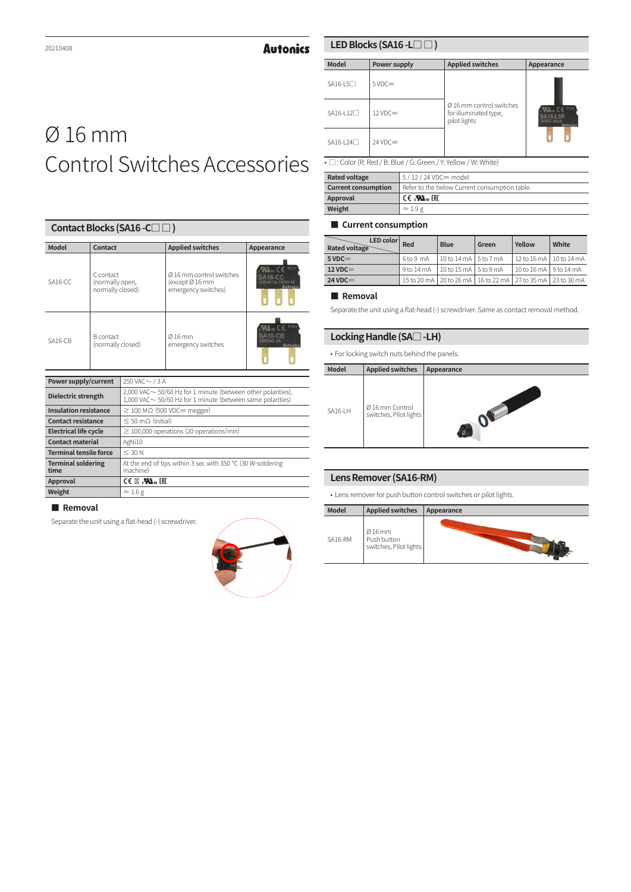20210408

# Ø 16 mm Control Switches Accessories

## Contact Blocks (SA16 -C□ □ )

| Model | Contact | Applied switches | Appearance |
|---|---|---|---|
| SA16-CC | C contact (normally open, normally closed) | Ø 16 mm control switches (except Ø 16 mm emergency switches) | |
| SA16-CB | B contact (normally closed) | Ø 16 mm emergency switches | |

| | |
|---|---|
| **Power supply/current** | 250 VAC～ / 3 A |
| **Dielectric strength** | 2,000 VAC～ 50/60 Hz for 1 minute (between other polarities), 1,000 VAC～ 50/60 Hz for 1 minute (between same polarities) |
| **Insulation resistance** | ≥ 100 MΩ (500 VDC⎓ megger) |
| **Contact resistance** | ≤ 50 mΩ (initial) |
| **Electrical life cycle** | ≥ 100,000 operations (20 operations/min) |
| **Contact material** | AgNi10 |
| **Terminal tensile force** | ≤ 30 N |
| **Terminal soldering time** | At the end of tips within 3 sec with 350 °C (30 W-soldering machine) |
| **Approval** | CE, UL, EAC |
| **Weight** | ≈ 1.6 g |

### Removal

Separate the unit using a flat-head (-) screwdriver.

## LED Blocks (SA16 -L□ □ )

| Model | Power supply | Applied switches | Appearance |
|---|---|---|---|
| SA16-L5□ | 5 VDC⎓ | Ø 16 mm control switches for illuminated type, pilot lights | |
| SA16-L12□ | 12 VDC⎓ | | |
| SA16-L24□ | 24 VDC⎓ | | |

• □: Color (R: Red / B: Blue / G: Green / Y: Yellow / W: White)

| | |
|---|---|
| **Rated voltage** | 5 / 12 / 24 VDC⎓ model |
| **Current consumption** | Refer to the below Current consumption table. |
| **Approval** | CE, UL, EAC |
| **Weight** | ≈ 1.9 g |

### Current consumption

| Rated voltage \ LED color | Red | Blue | Green | Yellow | White |
|---|---|---|---|---|---|
| **5 VDC⎓** | 6 to 9 mA | 10 to 14 mA | 5 to 7 mA | 12 to 16 mA | 10 to 14 mA |
| **12 VDC⎓** | 9 to 14 mA | 10 to 15 mA | 5 to 9 mA | 10 to 16 mA | 9 to 14 mA |
| **24 VDC⎓** | 15 to 20 mA | 20 to 26 mA | 16 to 22 mA | 27 to 35 mA | 23 to 30 mA |

### Removal

Separate the unit using a flat-head (-) screwdriver. Same as contact removal method.

## Locking Handle (SA□ -LH)

• For locking switch nuts behind the panels.

| Model | Applied switches | Appearance |
|---|---|---|
| SA16-LH | Ø 16 mm Control switches, Pilot lights | |

## Lens Remover (SA16-RM)

• Lens remover for push button control switches or pilot lights.

| Model | Applied switches | Appearance |
|---|---|---|
| SA16-RM | Ø 16 mm Push button switches, Pilot lights | |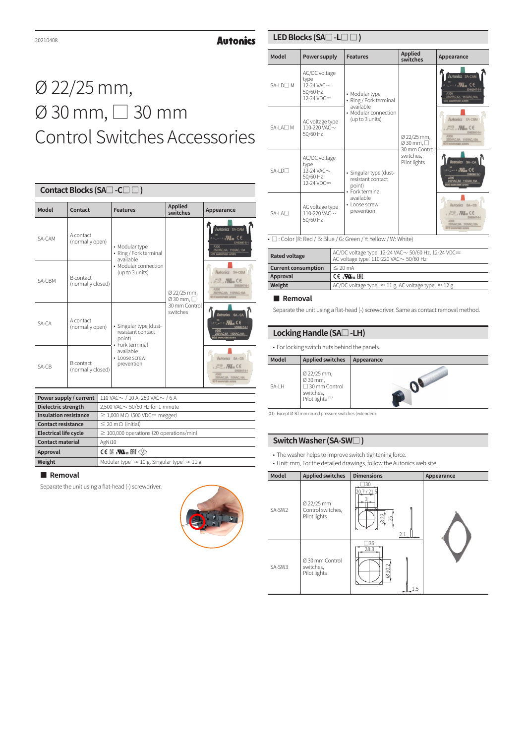# Ø 22/25 mm, Ø 30 mm, □ 30 mm Control Switches Accessories

## Contact Blocks (SA□-C□ □)

| Model | Contact | Features | Applied switches | Appearance |
|---|---|---|---|---|
| SA-CAM | A contact (normally open) | • Modular type<br>• Ring / Fork terminal available<br>• Modular connection (up to 3 units) | Ø 22/25 mm, Ø 30 mm, □ 30 mm Control switches | |
| SA-CBM | B contact (normally closed) | | | |
| SA-CA | A contact (normally open) | • Singular type (dust-resistant contact point)<br>• Fork terminal available<br>• Loose screw prevention | | |
| SA-CB | B contact (normally closed) | | | |

| | |
|---|---|
| **Power supply / current** | 110 VAC∼ / 10 A, 250 VAC∼ / 6 A |
| **Dielectric strength** | 2,500 VAC∼ 50/60 Hz for 1 minute |
| **Insulation resistance** | ≥ 1,000 MΩ (500 VDC⎓ megger) |
| **Contact resistance** | ≤ 20 mΩ (initial) |
| **Electrical life cycle** | ≥ 100,000 operations (20 operations/min) |
| **Contact material** | AgNi10 |
| **Approval** | CE, cULus, EAC |
| **Weight** | Modular type: ≈ 10 g, Singular type: ≈ 11 g |

### ■ Removal

Separate the unit using a flat-head (-) screwdriver.

## LED Blocks (SA□-L□ □)

| Model | Power supply | Features | Applied switches | Appearance |
|---|---|---|---|---|
| SA-LD□ M | AC/DC voltage type<br>12-24 VAC∼ 50/60 Hz<br>12-24 VDC⎓ | • Modular type<br>• Ring / Fork terminal available<br>• Modular connection (up to 3 units) | Ø 22/25 mm, Ø 30 mm, □ 30 mm Control switches, Pilot lights | |
| SA-LA□ M | AC voltage type<br>110-220 VAC∼ 50/60 Hz | | | |
| SA-LD□ | AC/DC voltage type<br>12-24 VAC∼ 50/60 Hz<br>12-24 VDC⎓ | • Singular type (dust-resistant contact point)<br>• Fork terminal available<br>• Loose screw prevention | | |
| SA-LA□ | AC voltage type<br>110-220 VAC∼ 50/60 Hz | | | |

• □ : Color (R: Red / B: Blue / G: Green / Y: Yellow / W: White)

| | |
|---|---|
| **Rated voltage** | AC/DC voltage type: 12-24 VAC∼ 50/60 Hz, 12-24 VDC⎓<br>AC voltage type: 110-220 VAC∼ 50/60 Hz |
| **Current consumption** | ≤ 20 mA |
| **Approval** | CE, cULus, EAC |
| **Weight** | AC/DC voltage type: ≈ 11 g, AC voltage type: ≈ 12 g |

### ■ Removal

Separate the unit using a flat-head (-) screwdriver. Same as contact removal method.

## Locking Handle (SA□-LH)

• For locking switch nuts behind the panels.

| Model | Applied switches | Appearance |
|---|---|---|
| SA-LH | Ø 22/25 mm, Ø 30 mm, □ 30 mm Control switches, Pilot lights [01] | |

01) Except Ø 30 mm round pressure switches (extended).

## Switch Washer (SA-SW□)

• The washer helps to improve switch tightening force.
• Unit: mm, For the detailed drawings, follow the Autonics web site.

| Model | Applied switches | Dimensions | Appearance |
|---|---|---|---|
| SA-SW2 | Ø 22/25 mm Control switches, Pilot lights | □30, 20.7 / 21.5, 3, Ø22, 25, 2.1 | |
| SA-SW3 | Ø 30 mm Control switches, Pilot lights | □36, 28.3, Ø30.2, 1.5 | |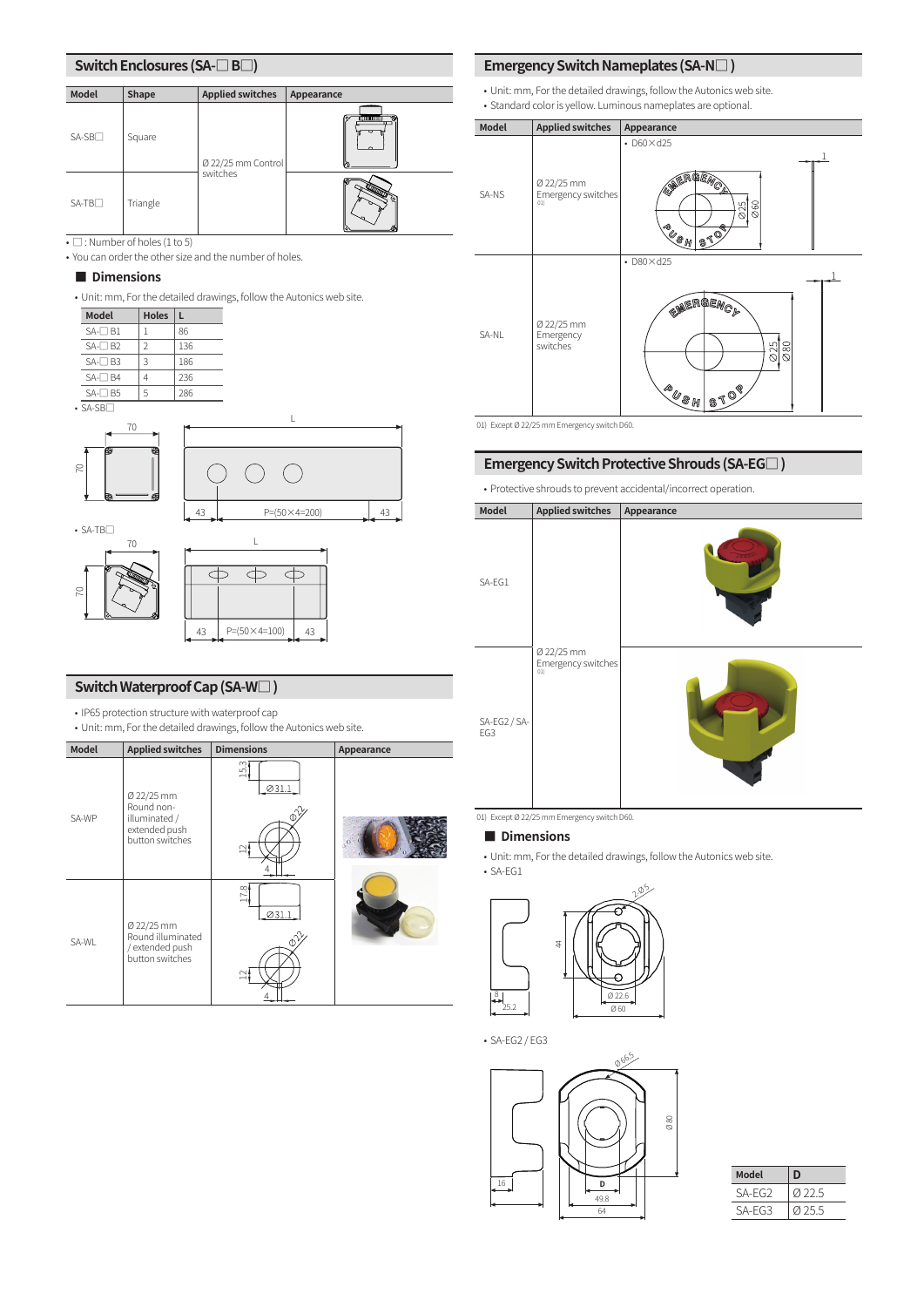## Switch Enclosures (SA-☐B☐)

| Model | Shape | Applied switches | Appearance |
|---|---|---|---|
| SA-SB☐ | Square | Ø 22/25 mm Control switches | |
| SA-TB☐ | Triangle | | |

- ☐ : Number of holes (1 to 5)
- You can order the other size and the number of holes.

### ■ Dimensions

- Unit: mm, For the detailed drawings, follow the Autonics web site.

| Model | Holes | L |
|---|---|---|
| SA-☐ B1 | 1 | 86 |
| SA-☐ B2 | 2 | 136 |
| SA-☐ B3 | 3 | 186 |
| SA-☐ B4 | 4 | 236 |
| SA-☐ B5 | 5 | 286 |

- SA-SB☐

70
70
L
43
P=(50×4=200)
43

- SA-TB☐

70
70
L
43
P=(50×4=100)
43

## Switch Waterproof Cap (SA-W☐)

- IP65 protection structure with waterproof cap
- Unit: mm, For the detailed drawings, follow the Autonics web site.

| Model | Applied switches | Dimensions | Appearance |
|---|---|---|---|
| SA-WP | Ø 22/25 mm Round non-illuminated / extended push button switches | 15.3, Ø31.1, Ø22, 12, 4 | |
| SA-WL | Ø 22/25 mm Round illuminated / extended push button switches | 17.8, Ø31.1, Ø22, 12, 4 | |

## Emergency Switch Nameplates (SA-N☐)

- Unit: mm, For the detailed drawings, follow the Autonics web site.
- Standard color is yellow. Luminous nameplates are optional.

| Model | Applied switches | Appearance |
|---|---|---|
| SA-NS | Ø 22/25 mm Emergency switches[01] | • D60×d25 (EMERGENCY, PUSH STOP, Ø25, Ø60, 1) |
| SA-NL | Ø 22/25 mm Emergency switches | • D80×d25 (EMERGENCY, PUSH STOP, Ø25, Ø80, 1) |

01) Except Ø 22/25 mm Emergency switch D60.

## Emergency Switch Protective Shrouds (SA-EG☐)

- Protective shrouds to prevent accidental/incorrect operation.

| Model | Applied switches | Appearance |
|---|---|---|
| SA-EG1 | Ø 22/25 mm Emergency switches[01] | |
| SA-EG2 / SA-EG3 | | |

01) Except Ø 22/25 mm Emergency switch D60.

### ■ Dimensions

- Unit: mm, For the detailed drawings, follow the Autonics web site.
- SA-EG1

2-Ø5
44
8
25.2
Ø 22.6
Ø 60

- SA-EG2 / EG3

Ø66.5
Ø 80
16
D
49.8
64

| Model | D |
|---|---|
| SA-EG2 | Ø 22.5 |
| SA-EG3 | Ø 25.5 |